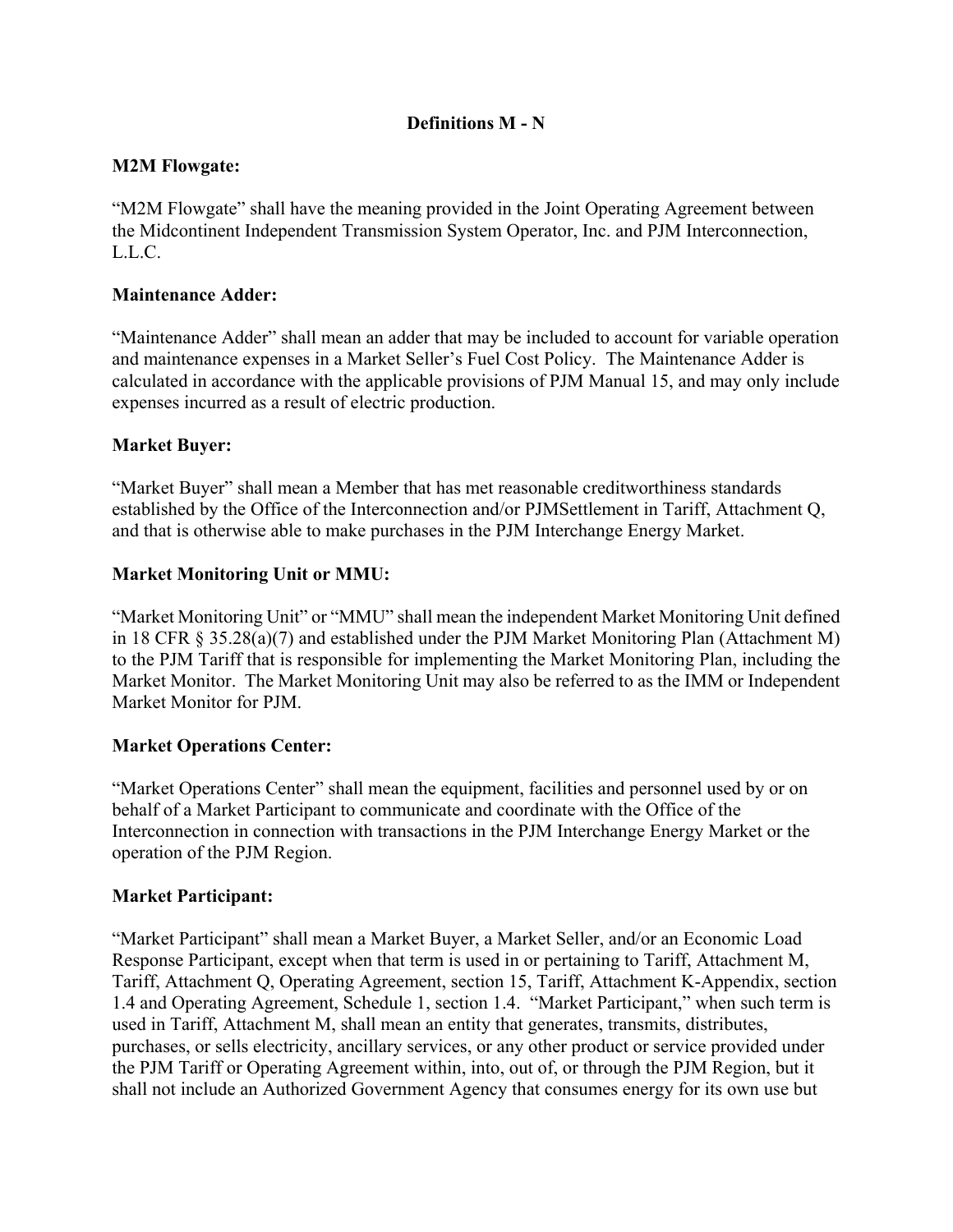# Definitions M - N

**M2M Flowgate:**

“M2M Flowgate” shall have the meaning provided in the Joint Operating Agreement between the Midcontinent Independent Transmission System Operator, Inc. and PJM Interconnection, L.L.C.

**Maintenance Adder:**

“Maintenance Adder” shall mean an adder that may be included to account for variable operation and maintenance expenses in a Market Seller’s Fuel Cost Policy. The Maintenance Adder is calculated in accordance with the applicable provisions of PJM Manual 15, and may only include expenses incurred as a result of electric production.

**Market Buyer:**

“Market Buyer” shall mean a Member that has met reasonable creditworthiness standards established by the Office of the Interconnection and/or PJMSettlement in Tariff, Attachment Q, and that is otherwise able to make purchases in the PJM Interchange Energy Market.

**Market Monitoring Unit or MMU:**

“Market Monitoring Unit” or “MMU” shall mean the independent Market Monitoring Unit defined in 18 CFR § 35.28(a)(7) and established under the PJM Market Monitoring Plan (Attachment M) to the PJM Tariff that is responsible for implementing the Market Monitoring Plan, including the Market Monitor. The Market Monitoring Unit may also be referred to as the IMM or Independent Market Monitor for PJM.

**Market Operations Center:**

“Market Operations Center” shall mean the equipment, facilities and personnel used by or on behalf of a Market Participant to communicate and coordinate with the Office of the Interconnection in connection with transactions in the PJM Interchange Energy Market or the operation of the PJM Region.

**Market Participant:**

“Market Participant” shall mean a Market Buyer, a Market Seller, and/or an Economic Load Response Participant, except when that term is used in or pertaining to Tariff, Attachment M, Tariff, Attachment Q, Operating Agreement, section 15, Tariff, Attachment K-Appendix, section 1.4 and Operating Agreement, Schedule 1, section 1.4. “Market Participant,” when such term is used in Tariff, Attachment M, shall mean an entity that generates, transmits, distributes, purchases, or sells electricity, ancillary services, or any other product or service provided under the PJM Tariff or Operating Agreement within, into, out of, or through the PJM Region, but it shall not include an Authorized Government Agency that consumes energy for its own use but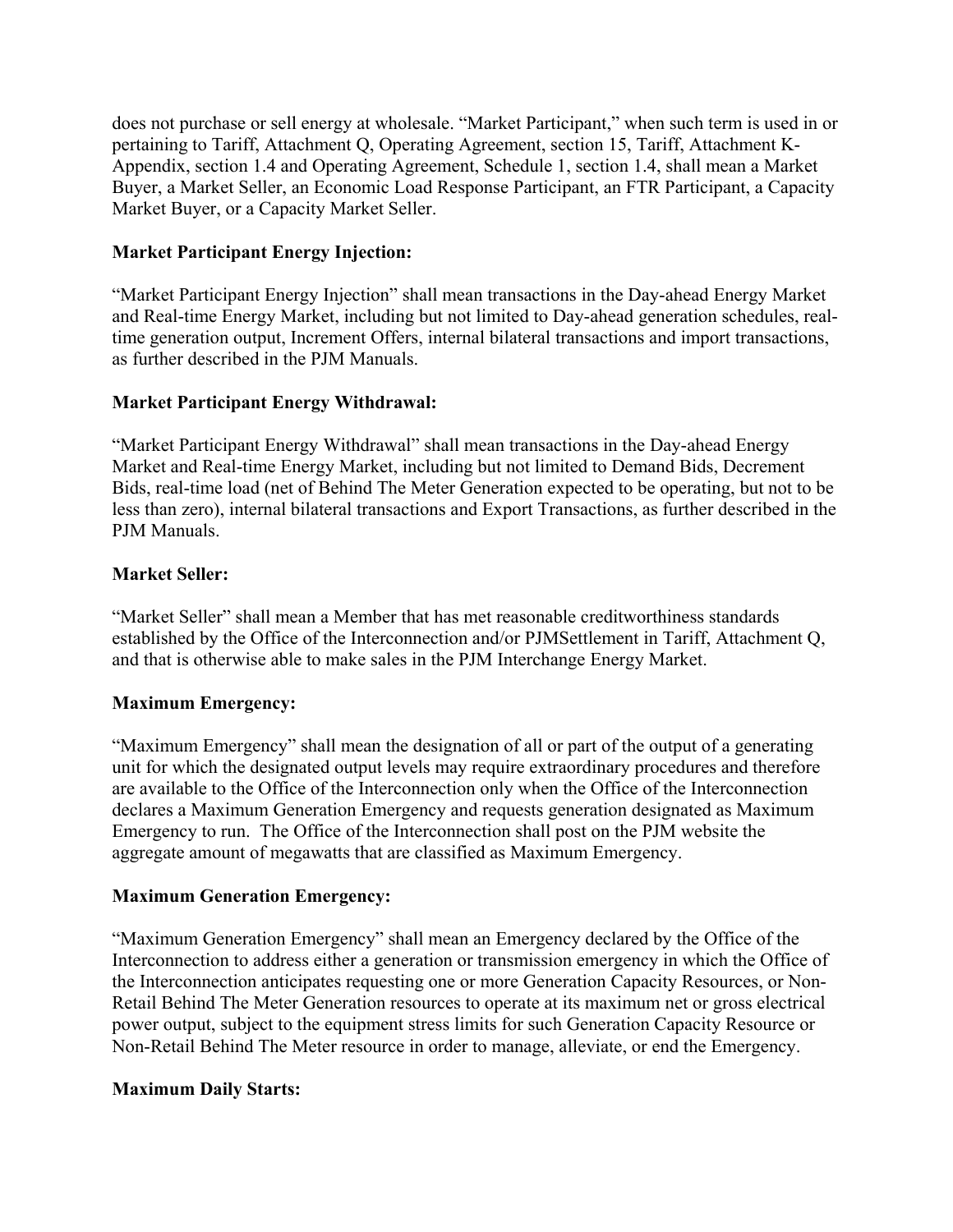does not purchase or sell energy at wholesale. “Market Participant,” when such term is used in or pertaining to Tariff, Attachment Q, Operating Agreement, section 15, Tariff, Attachment K-Appendix, section 1.4 and Operating Agreement, Schedule 1, section 1.4, shall mean a Market Buyer, a Market Seller, an Economic Load Response Participant, an FTR Participant, a Capacity Market Buyer, or a Capacity Market Seller.

**Market Participant Energy Injection:**

“Market Participant Energy Injection” shall mean transactions in the Day-ahead Energy Market and Real-time Energy Market, including but not limited to Day-ahead generation schedules, real-time generation output, Increment Offers, internal bilateral transactions and import transactions, as further described in the PJM Manuals.

**Market Participant Energy Withdrawal:**

“Market Participant Energy Withdrawal” shall mean transactions in the Day-ahead Energy Market and Real-time Energy Market, including but not limited to Demand Bids, Decrement Bids, real-time load (net of Behind The Meter Generation expected to be operating, but not to be less than zero), internal bilateral transactions and Export Transactions, as further described in the PJM Manuals.

**Market Seller:**

“Market Seller” shall mean a Member that has met reasonable creditworthiness standards established by the Office of the Interconnection and/or PJMSettlement in Tariff, Attachment Q, and that is otherwise able to make sales in the PJM Interchange Energy Market.

**Maximum Emergency:**

“Maximum Emergency” shall mean the designation of all or part of the output of a generating unit for which the designated output levels may require extraordinary procedures and therefore are available to the Office of the Interconnection only when the Office of the Interconnection declares a Maximum Generation Emergency and requests generation designated as Maximum Emergency to run. The Office of the Interconnection shall post on the PJM website the aggregate amount of megawatts that are classified as Maximum Emergency.

**Maximum Generation Emergency:**

“Maximum Generation Emergency” shall mean an Emergency declared by the Office of the Interconnection to address either a generation or transmission emergency in which the Office of the Interconnection anticipates requesting one or more Generation Capacity Resources, or Non-Retail Behind The Meter Generation resources to operate at its maximum net or gross electrical power output, subject to the equipment stress limits for such Generation Capacity Resource or Non-Retail Behind The Meter resource in order to manage, alleviate, or end the Emergency.

**Maximum Daily Starts:**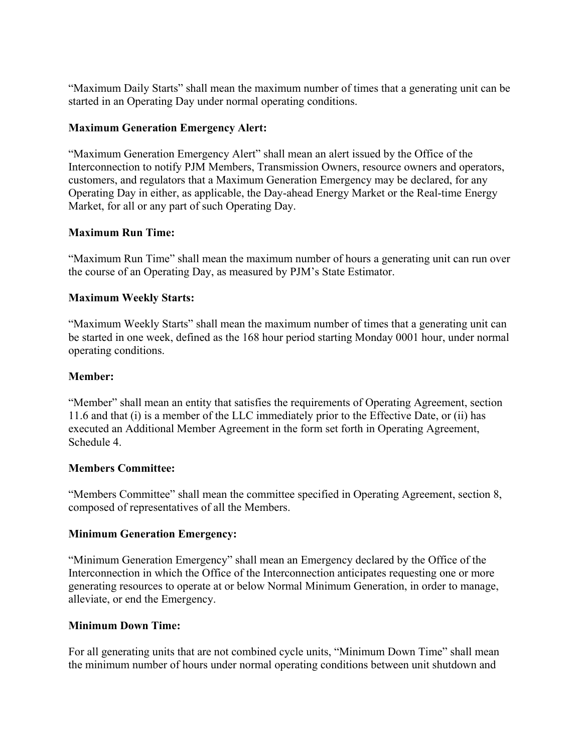"Maximum Daily Starts" shall mean the maximum number of times that a generating unit can be started in an Operating Day under normal operating conditions.

**Maximum Generation Emergency Alert:**

"Maximum Generation Emergency Alert" shall mean an alert issued by the Office of the Interconnection to notify PJM Members, Transmission Owners, resource owners and operators, customers, and regulators that a Maximum Generation Emergency may be declared, for any Operating Day in either, as applicable, the Day-ahead Energy Market or the Real-time Energy Market, for all or any part of such Operating Day.

**Maximum Run Time:**

"Maximum Run Time" shall mean the maximum number of hours a generating unit can run over the course of an Operating Day, as measured by PJM's State Estimator.

**Maximum Weekly Starts:**

"Maximum Weekly Starts" shall mean the maximum number of times that a generating unit can be started in one week, defined as the 168 hour period starting Monday 0001 hour, under normal operating conditions.

**Member:**

"Member" shall mean an entity that satisfies the requirements of Operating Agreement, section 11.6 and that (i) is a member of the LLC immediately prior to the Effective Date, or (ii) has executed an Additional Member Agreement in the form set forth in Operating Agreement, Schedule 4.

**Members Committee:**

"Members Committee" shall mean the committee specified in Operating Agreement, section 8, composed of representatives of all the Members.

**Minimum Generation Emergency:**

"Minimum Generation Emergency" shall mean an Emergency declared by the Office of the Interconnection in which the Office of the Interconnection anticipates requesting one or more generating resources to operate at or below Normal Minimum Generation, in order to manage, alleviate, or end the Emergency.

**Minimum Down Time:**

For all generating units that are not combined cycle units, "Minimum Down Time" shall mean the minimum number of hours under normal operating conditions between unit shutdown and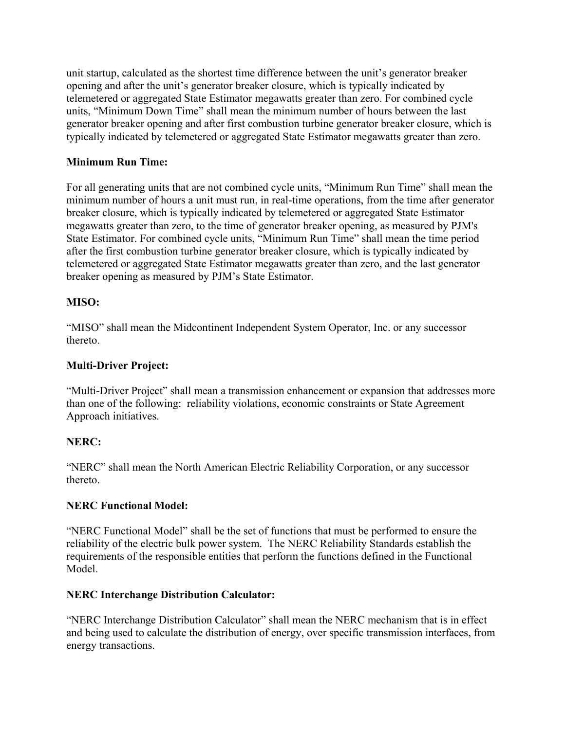unit startup, calculated as the shortest time difference between the unit's generator breaker opening and after the unit's generator breaker closure, which is typically indicated by telemetered or aggregated State Estimator megawatts greater than zero. For combined cycle units, "Minimum Down Time" shall mean the minimum number of hours between the last generator breaker opening and after first combustion turbine generator breaker closure, which is typically indicated by telemetered or aggregated State Estimator megawatts greater than zero.

**Minimum Run Time:**

For all generating units that are not combined cycle units, "Minimum Run Time" shall mean the minimum number of hours a unit must run, in real-time operations, from the time after generator breaker closure, which is typically indicated by telemetered or aggregated State Estimator megawatts greater than zero, to the time of generator breaker opening, as measured by PJM's State Estimator. For combined cycle units, "Minimum Run Time" shall mean the time period after the first combustion turbine generator breaker closure, which is typically indicated by telemetered or aggregated State Estimator megawatts greater than zero, and the last generator breaker opening as measured by PJM's State Estimator.

**MISO:**

"MISO" shall mean the Midcontinent Independent System Operator, Inc. or any successor thereto.

**Multi-Driver Project:**

"Multi-Driver Project" shall mean a transmission enhancement or expansion that addresses more than one of the following: reliability violations, economic constraints or State Agreement Approach initiatives.

**NERC:**

"NERC" shall mean the North American Electric Reliability Corporation, or any successor thereto.

**NERC Functional Model:**

"NERC Functional Model" shall be the set of functions that must be performed to ensure the reliability of the electric bulk power system. The NERC Reliability Standards establish the requirements of the responsible entities that perform the functions defined in the Functional Model.

**NERC Interchange Distribution Calculator:**

"NERC Interchange Distribution Calculator" shall mean the NERC mechanism that is in effect and being used to calculate the distribution of energy, over specific transmission interfaces, from energy transactions.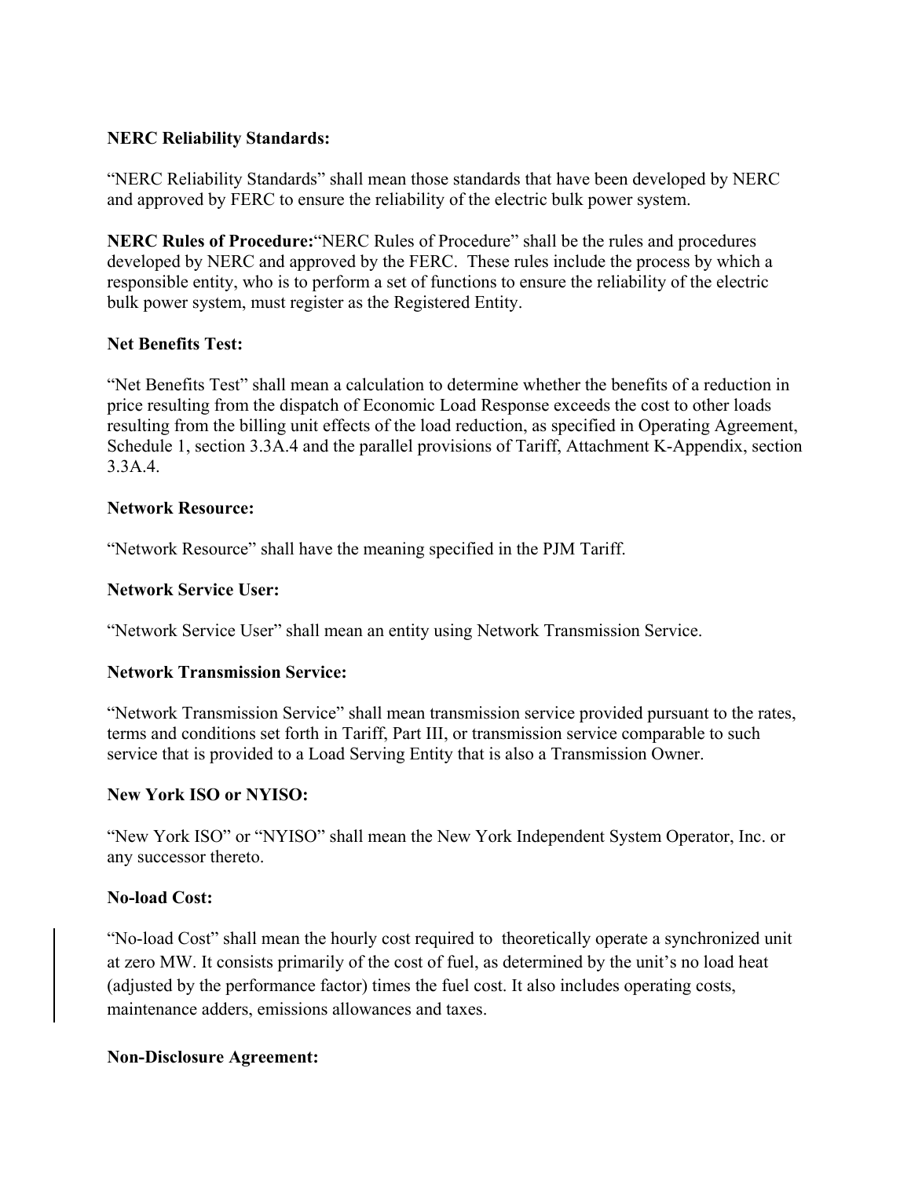**NERC Reliability Standards:**

"NERC Reliability Standards" shall mean those standards that have been developed by NERC and approved by FERC to ensure the reliability of the electric bulk power system.

**NERC Rules of Procedure:**"NERC Rules of Procedure" shall be the rules and procedures developed by NERC and approved by the FERC. These rules include the process by which a responsible entity, who is to perform a set of functions to ensure the reliability of the electric bulk power system, must register as the Registered Entity.

**Net Benefits Test:**

"Net Benefits Test" shall mean a calculation to determine whether the benefits of a reduction in price resulting from the dispatch of Economic Load Response exceeds the cost to other loads resulting from the billing unit effects of the load reduction, as specified in Operating Agreement, Schedule 1, section 3.3A.4 and the parallel provisions of Tariff, Attachment K-Appendix, section 3.3A.4.

**Network Resource:**

"Network Resource" shall have the meaning specified in the PJM Tariff.

**Network Service User:**

"Network Service User" shall mean an entity using Network Transmission Service.

**Network Transmission Service:**

"Network Transmission Service" shall mean transmission service provided pursuant to the rates, terms and conditions set forth in Tariff, Part III, or transmission service comparable to such service that is provided to a Load Serving Entity that is also a Transmission Owner.

**New York ISO or NYISO:**

"New York ISO" or "NYISO" shall mean the New York Independent System Operator, Inc. or any successor thereto.

**No-load Cost:**

"No-load Cost" shall mean the hourly cost required to theoretically operate a synchronized unit at zero MW. It consists primarily of the cost of fuel, as determined by the unit's no load heat (adjusted by the performance factor) times the fuel cost. It also includes operating costs, maintenance adders, emissions allowances and taxes.

**Non-Disclosure Agreement:**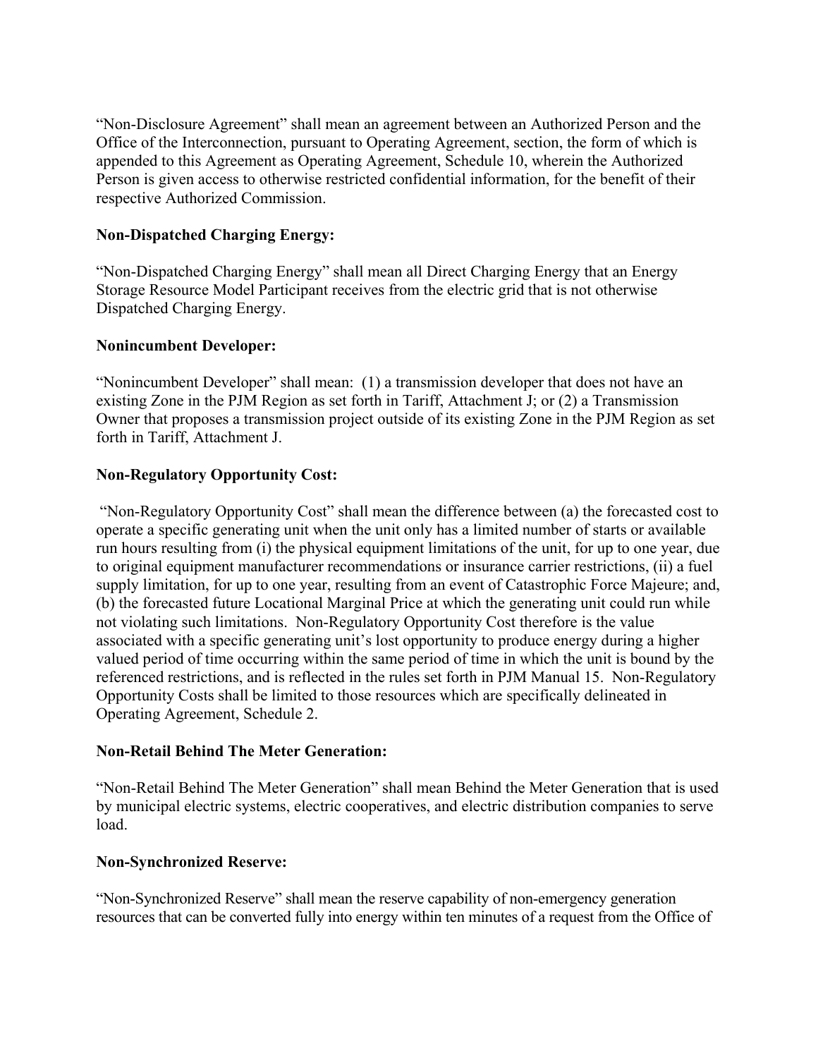"Non-Disclosure Agreement" shall mean an agreement between an Authorized Person and the Office of the Interconnection, pursuant to Operating Agreement, section, the form of which is appended to this Agreement as Operating Agreement, Schedule 10, wherein the Authorized Person is given access to otherwise restricted confidential information, for the benefit of their respective Authorized Commission.

**Non-Dispatched Charging Energy:**

"Non-Dispatched Charging Energy" shall mean all Direct Charging Energy that an Energy Storage Resource Model Participant receives from the electric grid that is not otherwise Dispatched Charging Energy.

**Nonincumbent Developer:**

"Nonincumbent Developer" shall mean: (1) a transmission developer that does not have an existing Zone in the PJM Region as set forth in Tariff, Attachment J; or (2) a Transmission Owner that proposes a transmission project outside of its existing Zone in the PJM Region as set forth in Tariff, Attachment J.

**Non-Regulatory Opportunity Cost:**

"Non-Regulatory Opportunity Cost" shall mean the difference between (a) the forecasted cost to operate a specific generating unit when the unit only has a limited number of starts or available run hours resulting from (i) the physical equipment limitations of the unit, for up to one year, due to original equipment manufacturer recommendations or insurance carrier restrictions, (ii) a fuel supply limitation, for up to one year, resulting from an event of Catastrophic Force Majeure; and, (b) the forecasted future Locational Marginal Price at which the generating unit could run while not violating such limitations. Non-Regulatory Opportunity Cost therefore is the value associated with a specific generating unit's lost opportunity to produce energy during a higher valued period of time occurring within the same period of time in which the unit is bound by the referenced restrictions, and is reflected in the rules set forth in PJM Manual 15. Non-Regulatory Opportunity Costs shall be limited to those resources which are specifically delineated in Operating Agreement, Schedule 2.

**Non-Retail Behind The Meter Generation:**

"Non-Retail Behind The Meter Generation" shall mean Behind the Meter Generation that is used by municipal electric systems, electric cooperatives, and electric distribution companies to serve load.

**Non-Synchronized Reserve:**

"Non-Synchronized Reserve" shall mean the reserve capability of non-emergency generation resources that can be converted fully into energy within ten minutes of a request from the Office of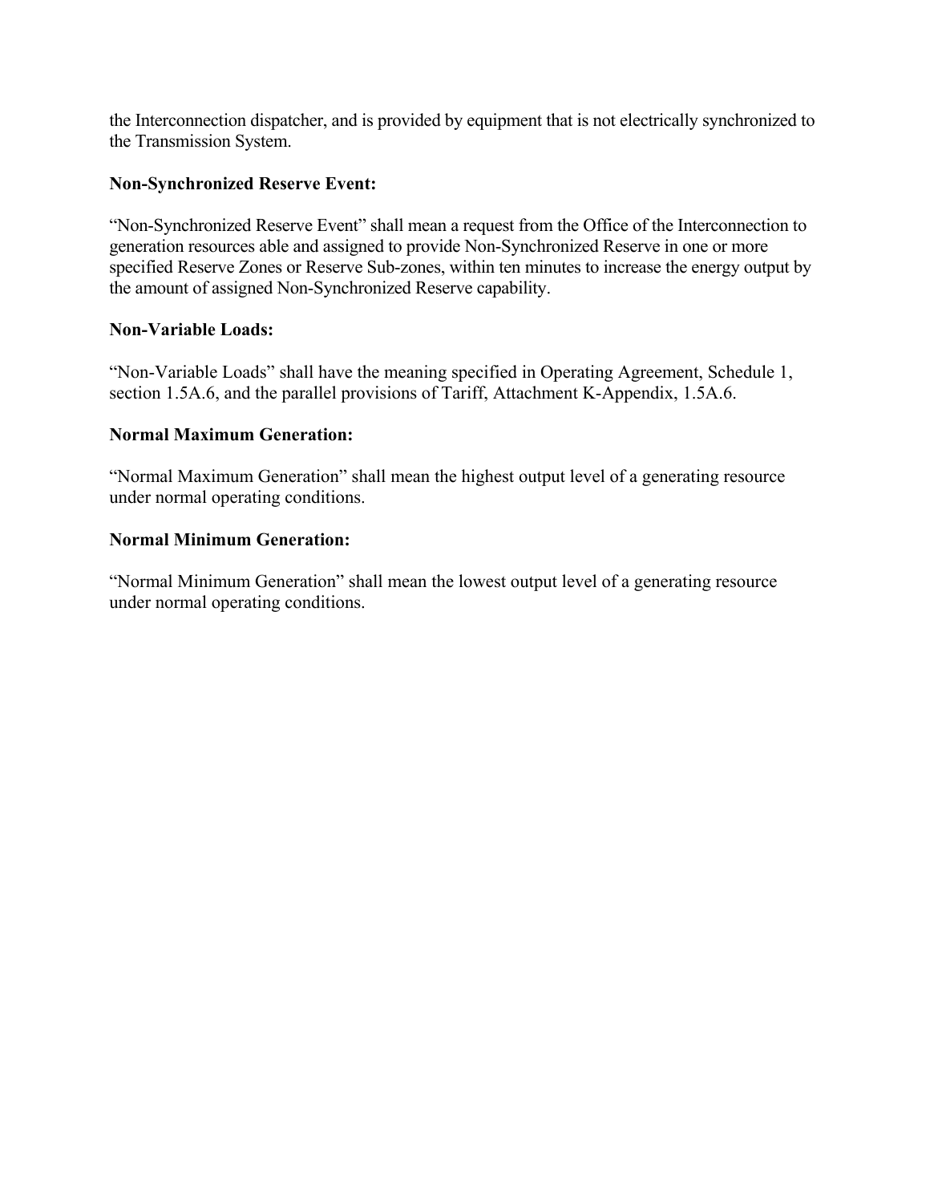the Interconnection dispatcher, and is provided by equipment that is not electrically synchronized to the Transmission System.

**Non-Synchronized Reserve Event:**

"Non-Synchronized Reserve Event" shall mean a request from the Office of the Interconnection to generation resources able and assigned to provide Non-Synchronized Reserve in one or more specified Reserve Zones or Reserve Sub-zones, within ten minutes to increase the energy output by the amount of assigned Non-Synchronized Reserve capability.

**Non-Variable Loads:**

"Non-Variable Loads" shall have the meaning specified in Operating Agreement, Schedule 1, section 1.5A.6, and the parallel provisions of Tariff, Attachment K-Appendix, 1.5A.6.

**Normal Maximum Generation:**

"Normal Maximum Generation" shall mean the highest output level of a generating resource under normal operating conditions.

**Normal Minimum Generation:**

"Normal Minimum Generation" shall mean the lowest output level of a generating resource under normal operating conditions.